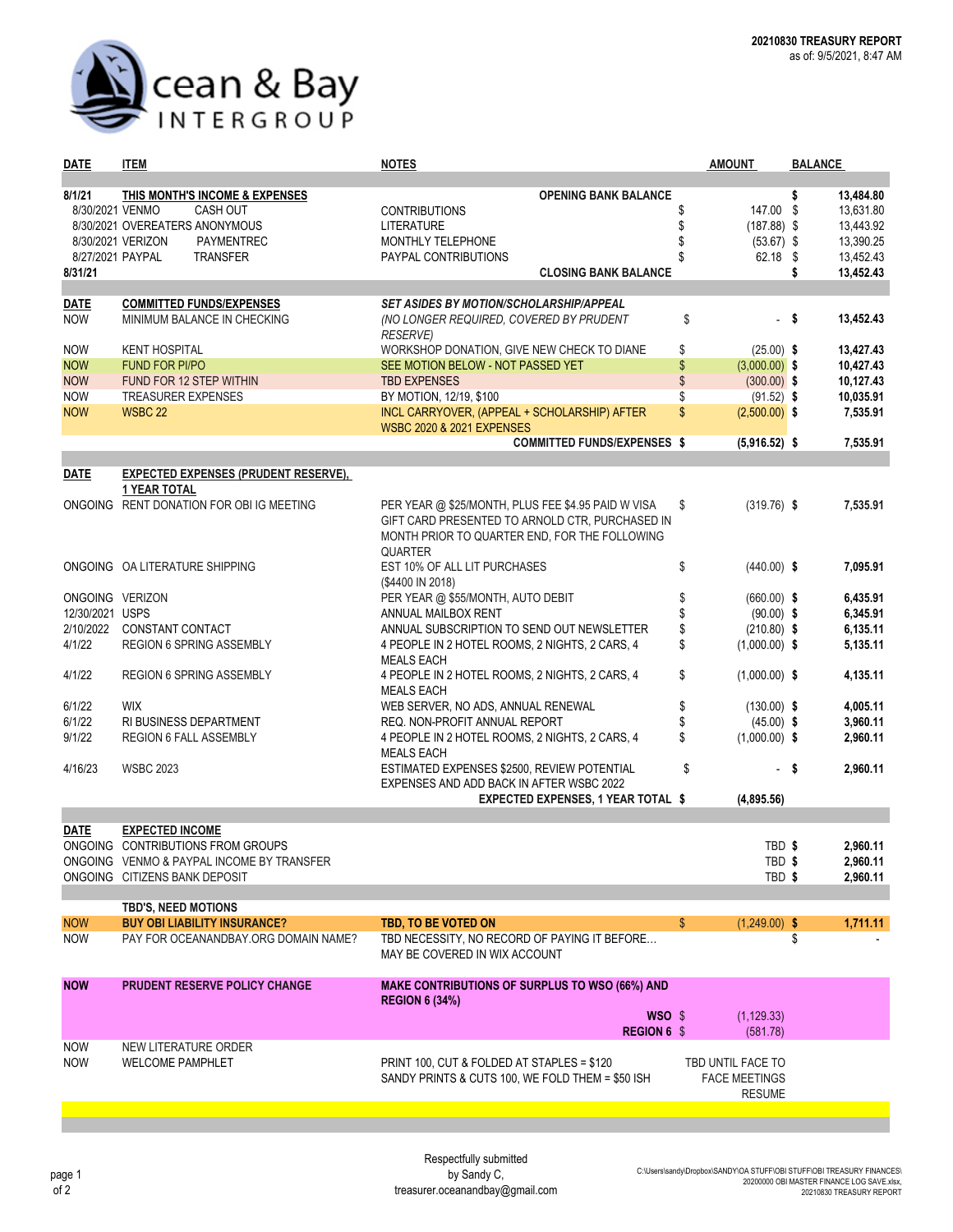**20210830 TREASURY REPORT**
as of: 9/5/2021, 8:47 AM

Ocean & Bay INTERGROUP

| DATE | ITEM | NOTES | AMOUNT | BALANCE |
|---|---|---|---|---|
| **8/1/21** | **THIS MONTH'S INCOME & EXPENSES** | **OPENING BANK BALANCE** | | **$ 13,484.80** |
| 8/30/2021 | VENMO CASH OUT | CONTRIBUTIONS | $ 147.00 | $ 13,631.80 |
| 8/30/2021 | OVEREATERS ANONYMOUS | LITERATURE | $ (187.88) | $ 13,443.92 |
| 8/30/2021 | VERIZON PAYMENTREC | MONTHLY TELEPHONE | $ (53.67) | $ 13,390.25 |
| 8/27/2021 | PAYPAL TRANSFER | PAYPAL CONTRIBUTIONS | $ 62.18 | $ 13,452.43 |
| **8/31/21** | | **CLOSING BANK BALANCE** | | **$ 13,452.43** |
| **DATE** | **COMMITTED FUNDS/EXPENSES** | ***SET ASIDES BY MOTION/SCHOLARSHIP/APPEAL*** | | |
| NOW | MINIMUM BALANCE IN CHECKING | *(NO LONGER REQUIRED, COVERED BY PRUDENT RESERVE)* | $ - | **$ 13,452.43** |
| NOW | KENT HOSPITAL | WORKSHOP DONATION, GIVE NEW CHECK TO DIANE | $ (25.00) | **$ 13,427.43** |
| NOW | FUND FOR PI/PO | SEE MOTION BELOW - NOT PASSED YET | $ (3,000.00) | **$ 10,427.43** |
| NOW | FUND FOR 12 STEP WITHIN | TBD EXPENSES | $ (300.00) | **$ 10,127.43** |
| NOW | TREASURER EXPENSES | BY MOTION, 12/19, $100 | $ (91.52) | **$ 10,035.91** |
| NOW | WSBC 22 | INCL CARRYOVER, (APPEAL + SCHOLARSHIP) AFTER WSBC 2020 & 2021 EXPENSES | $ (2,500.00) | **$ 7,535.91** |
| | | **COMMITTED FUNDS/EXPENSES** | **$ (5,916.52)** | **$ 7,535.91** |
| **DATE** | **EXPECTED EXPENSES (PRUDENT RESERVE), 1 YEAR TOTAL** | | | |
| ONGOING | RENT DONATION FOR OBI IG MEETING | PER YEAR @ $25/MONTH, PLUS FEE $4.95 PAID W VISA GIFT CARD PRESENTED TO ARNOLD CTR, PURCHASED IN MONTH PRIOR TO QUARTER END, FOR THE FOLLOWING QUARTER | $ (319.76) | **$ 7,535.91** |
| ONGOING | OA LITERATURE SHIPPING | EST 10% OF ALL LIT PURCHASES ($4400 IN 2018) | $ (440.00) | **$ 7,095.91** |
| ONGOING | VERIZON | PER YEAR @ $55/MONTH, AUTO DEBIT | $ (660.00) | **$ 6,435.91** |
| 12/30/2021 | USPS | ANNUAL MAILBOX RENT | $ (90.00) | **$ 6,345.91** |
| 2/10/2022 | CONSTANT CONTACT | ANNUAL SUBSCRIPTION TO SEND OUT NEWSLETTER | $ (210.80) | **$ 6,135.11** |
| 4/1/22 | REGION 6 SPRING ASSEMBLY | 4 PEOPLE IN 2 HOTEL ROOMS, 2 NIGHTS, 2 CARS, 4 MEALS EACH | $ (1,000.00) | **$ 5,135.11** |
| 4/1/22 | REGION 6 SPRING ASSEMBLY | 4 PEOPLE IN 2 HOTEL ROOMS, 2 NIGHTS, 2 CARS, 4 MEALS EACH | $ (1,000.00) | **$ 4,135.11** |
| 6/1/22 | WIX | WEB SERVER, NO ADS, ANNUAL RENEWAL | $ (130.00) | **$ 4,005.11** |
| 6/1/22 | RI BUSINESS DEPARTMENT | REQ. NON-PROFIT ANNUAL REPORT | $ (45.00) | **$ 3,960.11** |
| 9/1/22 | REGION 6 FALL ASSEMBLY | 4 PEOPLE IN 2 HOTEL ROOMS, 2 NIGHTS, 2 CARS, 4 MEALS EACH | $ (1,000.00) | **$ 2,960.11** |
| 4/16/23 | WSBC 2023 | ESTIMATED EXPENSES $2500, REVIEW POTENTIAL EXPENSES AND ADD BACK IN AFTER WSBC 2022 | $ - | **$ 2,960.11** |
| | | **EXPECTED EXPENSES, 1 YEAR TOTAL** | **$ (4,895.56)** | |
| **DATE** | **EXPECTED INCOME** | | | |
| ONGOING | CONTRIBUTIONS FROM GROUPS | | TBD | **$ 2,960.11** |
| ONGOING | VENMO & PAYPAL INCOME BY TRANSFER | | TBD | **$ 2,960.11** |
| ONGOING | CITIZENS BANK DEPOSIT | | TBD | **$ 2,960.11** |
| | **TBD'S, NEED MOTIONS** | | | |
| **NOW** | **BUY OBI LIABILITY INSURANCE?** | **TBD, TO BE VOTED ON** | $ (1,249.00) | **$ 1,711.11** |
| NOW | PAY FOR OCEANANDBAY.ORG DOMAIN NAME? | TBD NECESSITY, NO RECORD OF PAYING IT BEFORE… MAY BE COVERED IN WIX ACCOUNT | | $ - |
| **NOW** | **PRUDENT RESERVE POLICY CHANGE** | **MAKE CONTRIBUTIONS OF SURPLUS TO WSO (66%) AND REGION 6 (34%)** | | |
| | | **WSO** | $ (1,129.33) | |
| | | **REGION 6** | $ (581.78) | |
| NOW | NEW LITERATURE ORDER | | | |
| NOW | WELCOME PAMPHLET | PRINT 100, CUT & FOLDED AT STAPLES = $120<br>SANDY PRINTS & CUTS 100, WE FOLD THEM = $50 ISH | TBD UNTIL FACE TO FACE MEETINGS RESUME | |

Respectfully submitted
by Sandy C,
treasurer.oceanandbay@gmail.com

C:\Users\sandy\Dropbox\SANDY\OA STUFF\OBI STUFF\OBI TREASURY FINANCES\20200000 OBI MASTER FINANCE LOG SAVE.xlsx, 20210830 TREASURY REPORT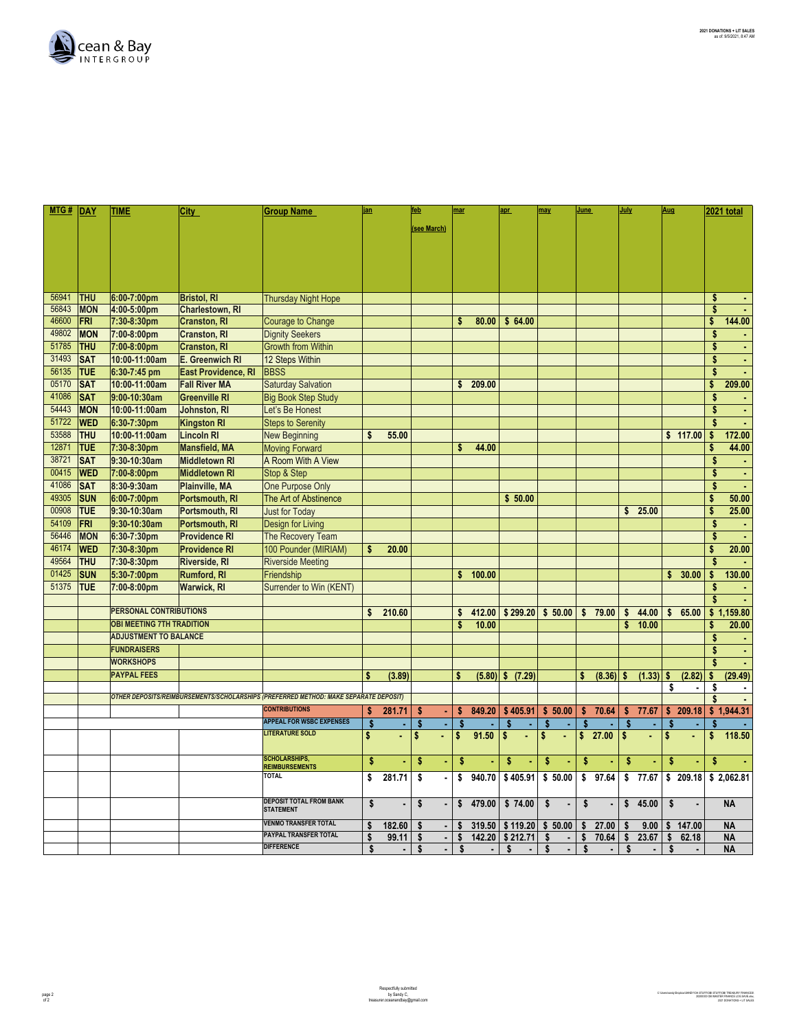| MTG # | DAY | TIME | City | Group Name | jan | feb (see March) | mar | apr | may | June | July | Aug | 2021 total |
|---|---|---|---|---|---|---|---|---|---|---|---|---|---|
| 56941 | THU | 6:00-7:00pm | Bristol, RI | Thursday Night Hope | | | | | | | | | $ - |
| 56843 | MON | 4:00-5:00pm | Charlestown, RI | | | | | | | | | | $ - |
| 46600 | FRI | 7:30-8:30pm | Cranston, RI | Courage to Change | | | $ 80.00 | $ 64.00 | | | | | $ 144.00 |
| 49802 | MON | 7:00-8:00pm | Cranston, RI | Dignity Seekers | | | | | | | | | $ - |
| 51785 | THU | 7:00-8:00pm | Cranston, RI | Growth from Within | | | | | | | | | $ - |
| 31493 | SAT | 10:00-11:00am | E. Greenwich RI | 12 Steps Within | | | | | | | | | $ - |
| 56135 | TUE | 6:30-7:45 pm | East Providence, RI | BBSS | | | | | | | | | $ - |
| 05170 | SAT | 10:00-11:00am | Fall River MA | Saturday Salvation | | | $ 209.00 | | | | | | $ 209.00 |
| 41086 | SAT | 9:00-10:30am | Greenville RI | Big Book Step Study | | | | | | | | | $ - |
| 54443 | MON | 10:00-11:00am | Johnston, RI | Let's Be Honest | | | | | | | | | $ - |
| 51722 | WED | 6:30-7:30pm | Kingston RI | Steps to Serenity | | | | | | | | | $ - |
| 53588 | THU | 10:00-11:00am | Lincoln RI | New Beginning | $ 55.00 | | | | | | | $ 117.00 | $ 172.00 |
| 12871 | TUE | 7:30-8:30pm | Mansfield, MA | Moving Forward | | | $ 44.00 | | | | | | $ 44.00 |
| 38721 | SAT | 9:30-10:30am | Middletown RI | A Room With A View | | | | | | | | | $ - |
| 00415 | WED | 7:00-8:00pm | Middletown RI | Stop & Step | | | | | | | | | $ - |
| 41086 | SAT | 8:30-9:30am | Plainville, MA | One Purpose Only | | | | | | | | | $ - |
| 49305 | SUN | 6:00-7:00pm | Portsmouth, RI | The Art of Abstinence | | | | $ 50.00 | | | | | $ 50.00 |
| 00908 | TUE | 9:30-10:30am | Portsmouth, RI | Just for Today | | | | | | | $ 25.00 | | $ 25.00 |
| 54109 | FRI | 9:30-10:30am | Portsmouth, RI | Design for Living | | | | | | | | | $ - |
| 56446 | MON | 6:30-7:30pm | Providence RI | The Recovery Team | | | | | | | | | $ - |
| 46174 | WED | 7:30-8:30pm | Providence RI | 100 Pounder (MIRIAM) | $ 20.00 | | | | | | | | $ 20.00 |
| 49564 | THU | 7:30-8:30pm | Riverside, RI | Riverside Meeting | | | | | | | | | $ - |
| 01425 | SUN | 5:30-7:00pm | Rumford, RI | Friendship | | | $ 100.00 | | | | | $ 30.00 | $ 130.00 |
| 51375 | TUE | 7:00-8:00pm | Warwick, RI | Surrender to Win (KENT) | | | | | | | | | $ - |
| | | | | | | | | | | | | | $ - |
| | | PERSONAL CONTRIBUTIONS | | | $ 210.60 | | $ 412.00 | $ 299.20 | $ 50.00 | $ 79.00 | $ 44.00 | $ 65.00 | $ 1,159.80 |
| | | OBI MEETING 7TH TRADITION | | | | | $ 10.00 | | | | $ 10.00 | | $ 20.00 |
| | | ADJUSTMENT TO BALANCE | | | | | | | | | | | $ - |
| | | FUNDRAISERS | | | | | | | | | | | $ - |
| | | WORKSHOPS | | | | | | | | | | | $ - |
| | | PAYPAL FEES | | | $ (3.89) | | $ (5.80) | $ (7.29) | | $ (8.36) | $ (1.33) | $ (2.82) | $ (29.49) |
| | | | | | | | | | | | | $ - | $ - |
| | | OTHER DEPOSITS/REIMBURSEMENTS/SCHOLARSHIPS (PREFERRED METHOD: MAKE SEPARATE DEPOSIT) | | | | | | | | | | | $ - |
| | | | | CONTRIBUTIONS | $ 281.71 | $ - | $ 849.20 | $ 405.91 | $ 50.00 | $ 70.64 | $ 77.67 | $ 209.18 | $ 1,944.31 |
| | | | | APPEAL FOR WSBC EXPENSES | $ - | $ - | $ - | $ - | $ - | $ - | $ - | $ - | $ - |
| | | | | LITERATURE SOLD | $ - | $ - | $ 91.50 | $ - | $ - | $ 27.00 | $ - | $ - | $ 118.50 |
| | | | | SCHOLARSHIPS, REIMBURSEMENTS | $ - | $ - | $ - | $ - | $ - | $ - | $ - | $ - | $ - |
| | | | | TOTAL | $ 281.71 | $ - | $ 940.70 | $ 405.91 | $ 50.00 | $ 97.64 | $ 77.67 | $ 209.18 | $ 2,062.81 |
| | | | | DEPOSIT TOTAL FROM BANK STATEMENT | $ - | $ - | $ 479.00 | $ 74.00 | $ - | $ - | $ 45.00 | $ - | NA |
| | | | | VENMO TRANSFER TOTAL | $ 182.60 | $ - | $ 319.50 | $ 119.20 | $ 50.00 | $ 27.00 | $ 9.00 | $ 147.00 | NA |
| | | | | PAYPAL TRANSFER TOTAL | $ 99.11 | $ - | $ 142.20 | $ 212.71 | $ - | $ 70.64 | $ 23.67 | $ 62.18 | NA |
| | | | | DIFFERENCE | $ - | $ - | $ - | $ - | $ - | $ - | $ - | $ - | NA |

Respectfully submitted
by Sandy C.
treasurer.oceanandbay@gmail.com